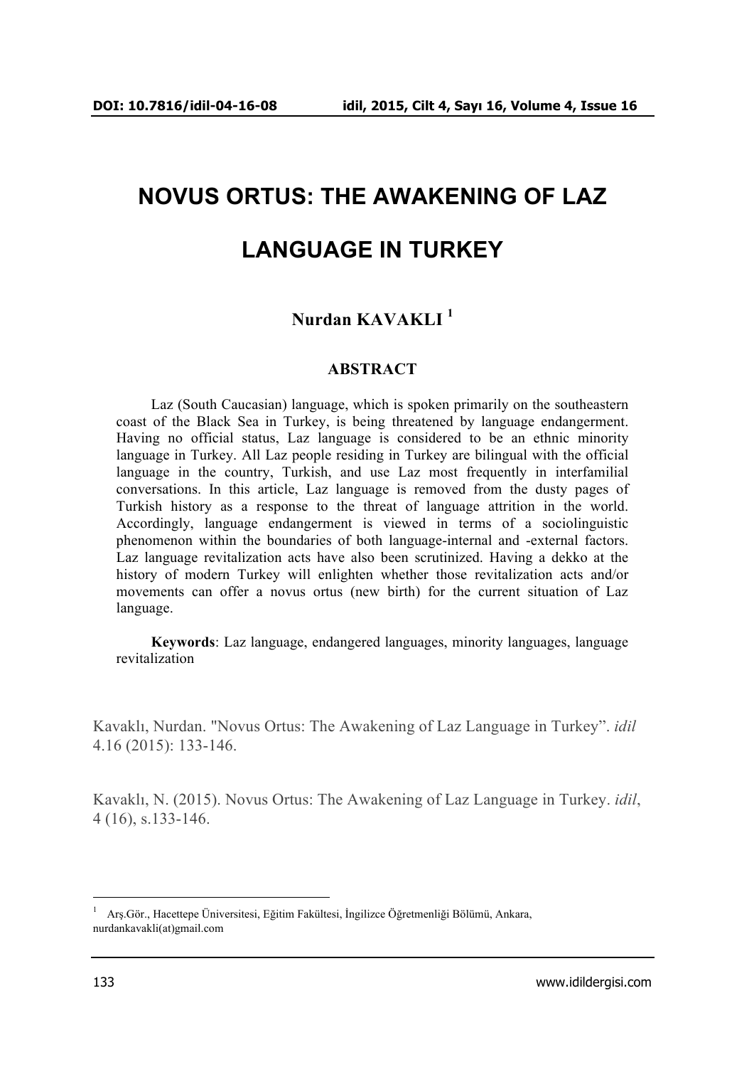# NOVUS ORTUS: THE AWAKENING OF LAZ LANGUAGE IN TURKEY

**Nurdan KAVAKLI** [1]

## ABSTRACT

Laz (South Caucasian) language, which is spoken primarily on the southeastern coast of the Black Sea in Turkey, is being threatened by language endangerment. Having no official status, Laz language is considered to be an ethnic minority language in Turkey. All Laz people residing in Turkey are bilingual with the official language in the country, Turkish, and use Laz most frequently in interfamilial conversations. In this article, Laz language is removed from the dusty pages of Turkish history as a response to the threat of language attrition in the world. Accordingly, language endangerment is viewed in terms of a sociolinguistic phenomenon within the boundaries of both language-internal and -external factors. Laz language revitalization acts have also been scrutinized. Having a dekko at the history of modern Turkey will enlighten whether those revitalization acts and/or movements can offer a novus ortus (new birth) for the current situation of Laz language.

**Keywords**: Laz language, endangered languages, minority languages, language revitalization

Kavaklı, Nurdan. "Novus Ortus: The Awakening of Laz Language in Turkey". *idil* 4.16 (2015): 133-146.

Kavaklı, N. (2015). Novus Ortus: The Awakening of Laz Language in Turkey. *idil*, 4 (16), s.133-146.

---

[1] Arş.Gör., Hacettepe Üniversitesi, Eğitim Fakültesi, İngilizce Öğretmenliği Bölümü, Ankara, nurdankavakli(at)gmail.com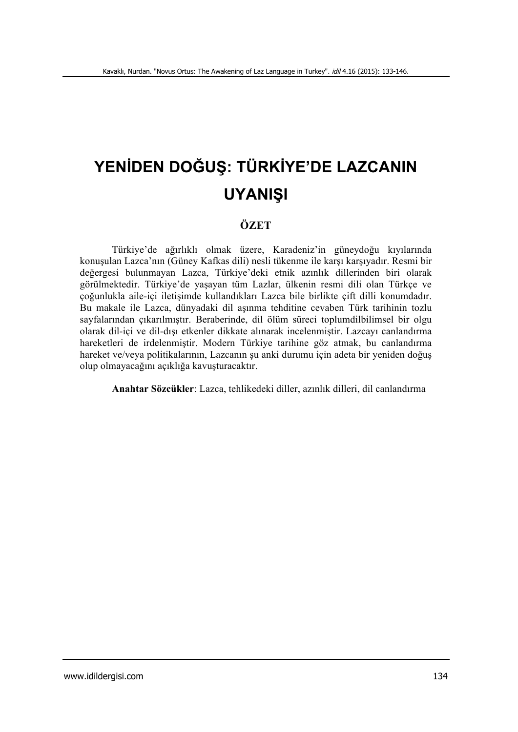# YENİDEN DOĞUŞ: TÜRKİYE'DE LAZCANIN UYANIŞI

## ÖZET

Türkiye'de ağırlıklı olmak üzere, Karadeniz'in güneydoğu kıyılarında konuşulan Lazca'nın (Güney Kafkas dili) nesli tükenme ile karşı karşıyadır. Resmi bir değergesi bulunmayan Lazca, Türkiye'deki etnik azınlık dillerinden biri olarak görülmektedir. Türkiye'de yaşayan tüm Lazlar, ülkenin resmi dili olan Türkçe ve çoğunlukla aile-içi iletişimde kullandıkları Lazca bile birlikte çift dilli konumdadır. Bu makale ile Lazca, dünyadaki dil aşınma tehditine cevaben Türk tarihinin tozlu sayfalarından çıkarılmıştır. Beraberinde, dil ölüm süreci toplumdilbilimsel bir olgu olarak dil-içi ve dil-dışı etkenler dikkate alınarak incelenmiştir. Lazcayı canlandırma hareketleri de irdelenmiştir. Modern Türkiye tarihine göz atmak, bu canlandırma hareket ve/veya politikalarının, Lazcanın şu anki durumu için adeta bir yeniden doğuş olup olmayacağını açıklığa kavuşturacaktır.

**Anahtar Sözcükler**: Lazca, tehlikedeki diller, azınlık dilleri, dil canlandırma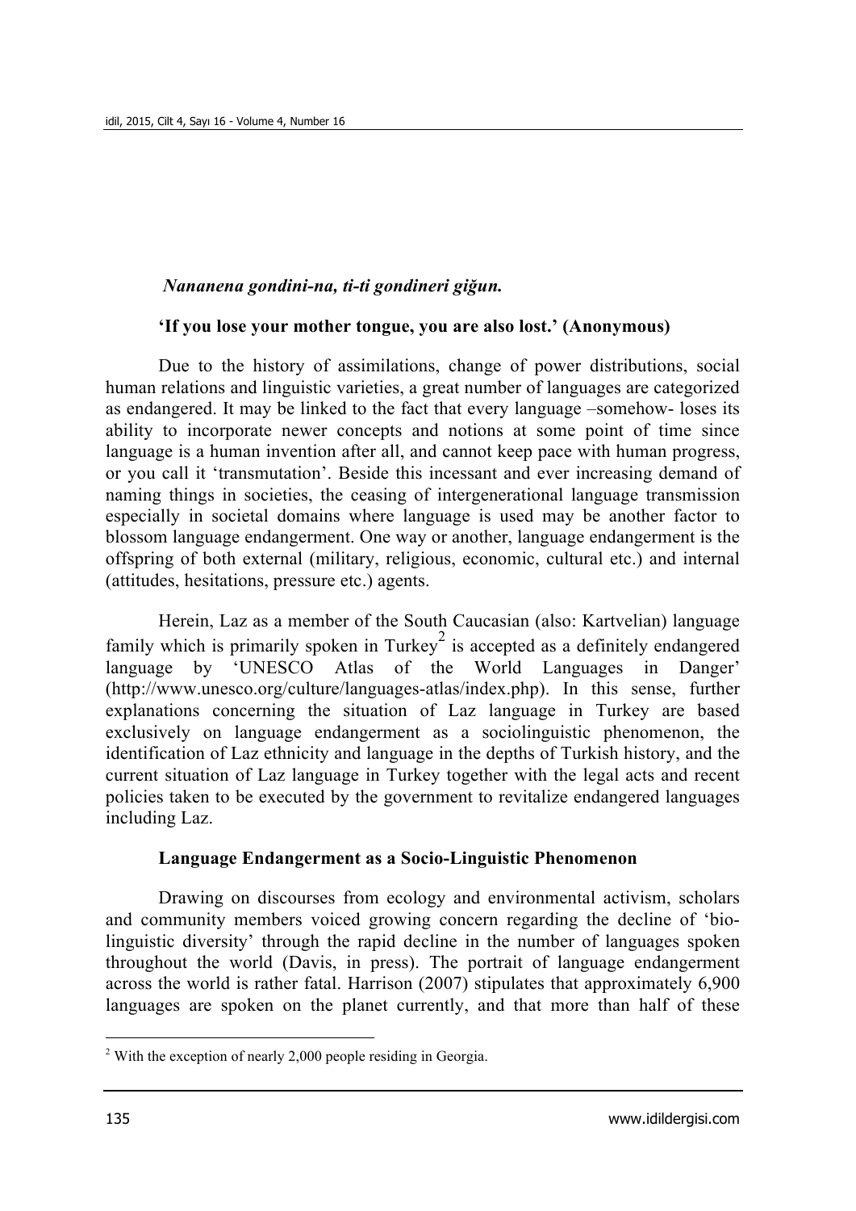*Nananena gondini-na, ti-ti gondineri giğun.*

**'If you lose your mother tongue, you are also lost.' (Anonymous)**

Due to the history of assimilations, change of power distributions, social human relations and linguistic varieties, a great number of languages are categorized as endangered. It may be linked to the fact that every language –somehow- loses its ability to incorporate newer concepts and notions at some point of time since language is a human invention after all, and cannot keep pace with human progress, or you call it 'transmutation'. Beside this incessant and ever increasing demand of naming things in societies, the ceasing of intergenerational language transmission especially in societal domains where language is used may be another factor to blossom language endangerment. One way or another, language endangerment is the offspring of both external (military, religious, economic, cultural etc.) and internal (attitudes, hesitations, pressure etc.) agents.

Herein, Laz as a member of the South Caucasian (also: Kartvelian) language family which is primarily spoken in Turkey[2] is accepted as a definitely endangered language by 'UNESCO Atlas of the World Languages in Danger' (http://www.unesco.org/culture/languages-atlas/index.php). In this sense, further explanations concerning the situation of Laz language in Turkey are based exclusively on language endangerment as a sociolinguistic phenomenon, the identification of Laz ethnicity and language in the depths of Turkish history, and the current situation of Laz language in Turkey together with the legal acts and recent policies taken to be executed by the government to revitalize endangered languages including Laz.

## Language Endangerment as a Socio-Linguistic Phenomenon

Drawing on discourses from ecology and environmental activism, scholars and community members voiced growing concern regarding the decline of 'bio-linguistic diversity' through the rapid decline in the number of languages spoken throughout the world (Davis, in press). The portrait of language endangerment across the world is rather fatal. Harrison (2007) stipulates that approximately 6,900 languages are spoken on the planet currently, and that more than half of these

---

[2] With the exception of nearly 2,000 people residing in Georgia.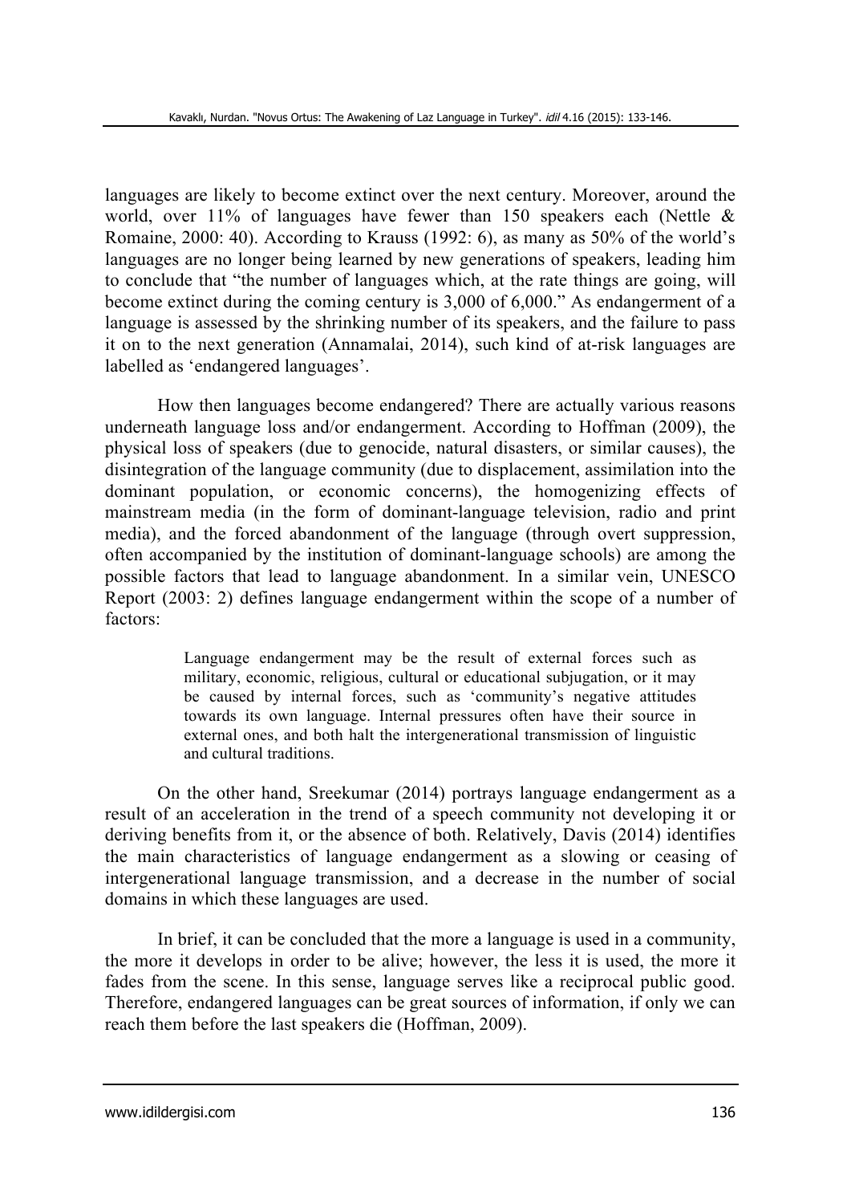languages are likely to become extinct over the next century. Moreover, around the world, over 11% of languages have fewer than 150 speakers each (Nettle & Romaine, 2000: 40). According to Krauss (1992: 6), as many as 50% of the world's languages are no longer being learned by new generations of speakers, leading him to conclude that "the number of languages which, at the rate things are going, will become extinct during the coming century is 3,000 of 6,000." As endangerment of a language is assessed by the shrinking number of its speakers, and the failure to pass it on to the next generation (Annamalai, 2014), such kind of at-risk languages are labelled as 'endangered languages'.

How then languages become endangered? There are actually various reasons underneath language loss and/or endangerment. According to Hoffman (2009), the physical loss of speakers (due to genocide, natural disasters, or similar causes), the disintegration of the language community (due to displacement, assimilation into the dominant population, or economic concerns), the homogenizing effects of mainstream media (in the form of dominant-language television, radio and print media), and the forced abandonment of the language (through overt suppression, often accompanied by the institution of dominant-language schools) are among the possible factors that lead to language abandonment. In a similar vein, UNESCO Report (2003: 2) defines language endangerment within the scope of a number of factors:

> Language endangerment may be the result of external forces such as military, economic, religious, cultural or educational subjugation, or it may be caused by internal forces, such as 'community's negative attitudes towards its own language. Internal pressures often have their source in external ones, and both halt the intergenerational transmission of linguistic and cultural traditions.

On the other hand, Sreekumar (2014) portrays language endangerment as a result of an acceleration in the trend of a speech community not developing it or deriving benefits from it, or the absence of both. Relatively, Davis (2014) identifies the main characteristics of language endangerment as a slowing or ceasing of intergenerational language transmission, and a decrease in the number of social domains in which these languages are used.

In brief, it can be concluded that the more a language is used in a community, the more it develops in order to be alive; however, the less it is used, the more it fades from the scene. In this sense, language serves like a reciprocal public good. Therefore, endangered languages can be great sources of information, if only we can reach them before the last speakers die (Hoffman, 2009).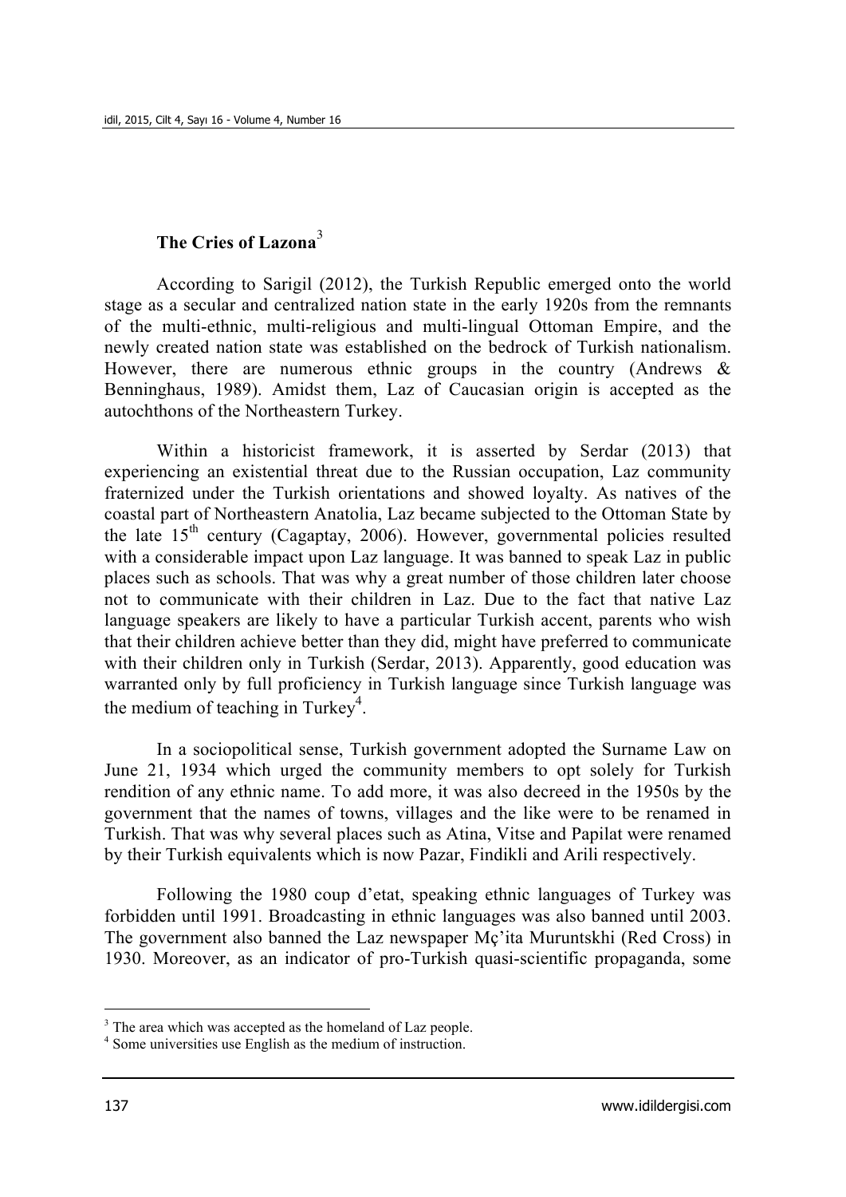### The Cries of Lazona[3]

According to Sarigil (2012), the Turkish Republic emerged onto the world stage as a secular and centralized nation state in the early 1920s from the remnants of the multi-ethnic, multi-religious and multi-lingual Ottoman Empire, and the newly created nation state was established on the bedrock of Turkish nationalism. However, there are numerous ethnic groups in the country (Andrews & Benninghaus, 1989). Amidst them, Laz of Caucasian origin is accepted as the autochthons of the Northeastern Turkey.

Within a historicist framework, it is asserted by Serdar (2013) that experiencing an existential threat due to the Russian occupation, Laz community fraternized under the Turkish orientations and showed loyalty. As natives of the coastal part of Northeastern Anatolia, Laz became subjected to the Ottoman State by the late 15th century (Cagaptay, 2006). However, governmental policies resulted with a considerable impact upon Laz language. It was banned to speak Laz in public places such as schools. That was why a great number of those children later choose not to communicate with their children in Laz. Due to the fact that native Laz language speakers are likely to have a particular Turkish accent, parents who wish that their children achieve better than they did, might have preferred to communicate with their children only in Turkish (Serdar, 2013). Apparently, good education was warranted only by full proficiency in Turkish language since Turkish language was the medium of teaching in Turkey[4].

In a sociopolitical sense, Turkish government adopted the Surname Law on June 21, 1934 which urged the community members to opt solely for Turkish rendition of any ethnic name. To add more, it was also decreed in the 1950s by the government that the names of towns, villages and the like were to be renamed in Turkish. That was why several places such as Atina, Vitse and Papilat were renamed by their Turkish equivalents which is now Pazar, Findikli and Arili respectively.

Following the 1980 coup d'etat, speaking ethnic languages of Turkey was forbidden until 1991. Broadcasting in ethnic languages was also banned until 2003. The government also banned the Laz newspaper Mç'ita Muruntskhi (Red Cross) in 1930. Moreover, as an indicator of pro-Turkish quasi-scientific propaganda, some

---

[3] The area which was accepted as the homeland of Laz people.

[4] Some universities use English as the medium of instruction.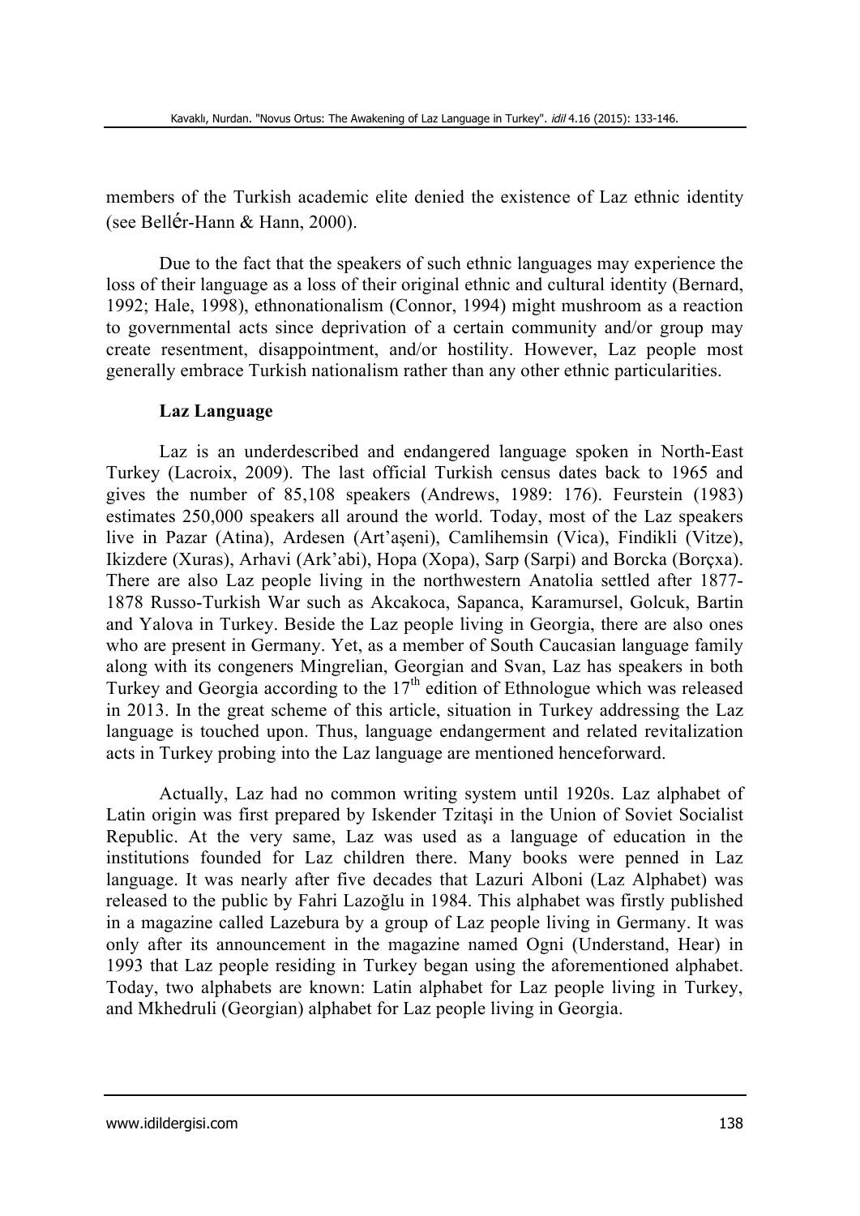members of the Turkish academic elite denied the existence of Laz ethnic identity (see Bellér-Hann & Hann, 2000).

Due to the fact that the speakers of such ethnic languages may experience the loss of their language as a loss of their original ethnic and cultural identity (Bernard, 1992; Hale, 1998), ethnonationalism (Connor, 1994) might mushroom as a reaction to governmental acts since deprivation of a certain community and/or group may create resentment, disappointment, and/or hostility. However, Laz people most generally embrace Turkish nationalism rather than any other ethnic particularities.

**Laz Language**

Laz is an underdescribed and endangered language spoken in North-East Turkey (Lacroix, 2009). The last official Turkish census dates back to 1965 and gives the number of 85,108 speakers (Andrews, 1989: 176). Feurstein (1983) estimates 250,000 speakers all around the world. Today, most of the Laz speakers live in Pazar (Atina), Ardesen (Art'aşeni), Camlihemsin (Vica), Findikli (Vitze), Ikizdere (Xuras), Arhavi (Ark'abi), Hopa (Xopa), Sarp (Sarpi) and Borcka (Borçxa). There are also Laz people living in the northwestern Anatolia settled after 1877-1878 Russo-Turkish War such as Akcakoca, Sapanca, Karamursel, Golcuk, Bartin and Yalova in Turkey. Beside the Laz people living in Georgia, there are also ones who are present in Germany. Yet, as a member of South Caucasian language family along with its congeners Mingrelian, Georgian and Svan, Laz has speakers in both Turkey and Georgia according to the 17th edition of Ethnologue which was released in 2013. In the great scheme of this article, situation in Turkey addressing the Laz language is touched upon. Thus, language endangerment and related revitalization acts in Turkey probing into the Laz language are mentioned henceforward.

Actually, Laz had no common writing system until 1920s. Laz alphabet of Latin origin was first prepared by Iskender Tzitaşi in the Union of Soviet Socialist Republic. At the very same, Laz was used as a language of education in the institutions founded for Laz children there. Many books were penned in Laz language. It was nearly after five decades that Lazuri Alboni (Laz Alphabet) was released to the public by Fahri Lazoğlu in 1984. This alphabet was firstly published in a magazine called Lazebura by a group of Laz people living in Germany. It was only after its announcement in the magazine named Ogni (Understand, Hear) in 1993 that Laz people residing in Turkey began using the aforementioned alphabet. Today, two alphabets are known: Latin alphabet for Laz people living in Turkey, and Mkhedruli (Georgian) alphabet for Laz people living in Georgia.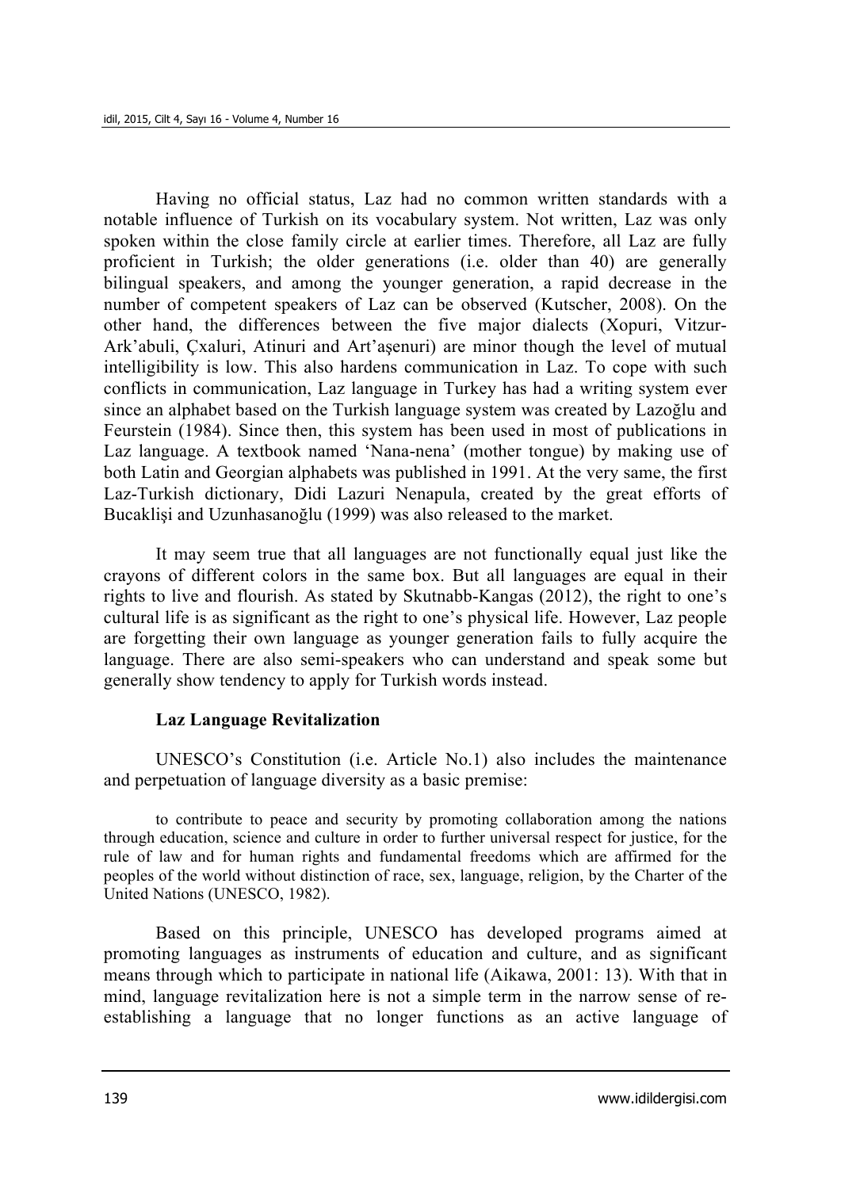Having no official status, Laz had no common written standards with a notable influence of Turkish on its vocabulary system. Not written, Laz was only spoken within the close family circle at earlier times. Therefore, all Laz are fully proficient in Turkish; the older generations (i.e. older than 40) are generally bilingual speakers, and among the younger generation, a rapid decrease in the number of competent speakers of Laz can be observed (Kutscher, 2008). On the other hand, the differences between the five major dialects (Xopuri, Vitzur-Ark'abuli, Çxaluri, Atinuri and Art'aşenuri) are minor though the level of mutual intelligibility is low. This also hardens communication in Laz. To cope with such conflicts in communication, Laz language in Turkey has had a writing system ever since an alphabet based on the Turkish language system was created by Lazoğlu and Feurstein (1984). Since then, this system has been used in most of publications in Laz language. A textbook named 'Nana-nena' (mother tongue) by making use of both Latin and Georgian alphabets was published in 1991. At the very same, the first Laz-Turkish dictionary, Didi Lazuri Nenapula, created by the great efforts of Bucaklişi and Uzunhasanoğlu (1999) was also released to the market.

It may seem true that all languages are not functionally equal just like the crayons of different colors in the same box. But all languages are equal in their rights to live and flourish. As stated by Skutnabb-Kangas (2012), the right to one's cultural life is as significant as the right to one's physical life. However, Laz people are forgetting their own language as younger generation fails to fully acquire the language. There are also semi-speakers who can understand and speak some but generally show tendency to apply for Turkish words instead.

### Laz Language Revitalization

UNESCO's Constitution (i.e. Article No.1) also includes the maintenance and perpetuation of language diversity as a basic premise:

> to contribute to peace and security by promoting collaboration among the nations through education, science and culture in order to further universal respect for justice, for the rule of law and for human rights and fundamental freedoms which are affirmed for the peoples of the world without distinction of race, sex, language, religion, by the Charter of the United Nations (UNESCO, 1982).

Based on this principle, UNESCO has developed programs aimed at promoting languages as instruments of education and culture, and as significant means through which to participate in national life (Aikawa, 2001: 13). With that in mind, language revitalization here is not a simple term in the narrow sense of re-establishing a language that no longer functions as an active language of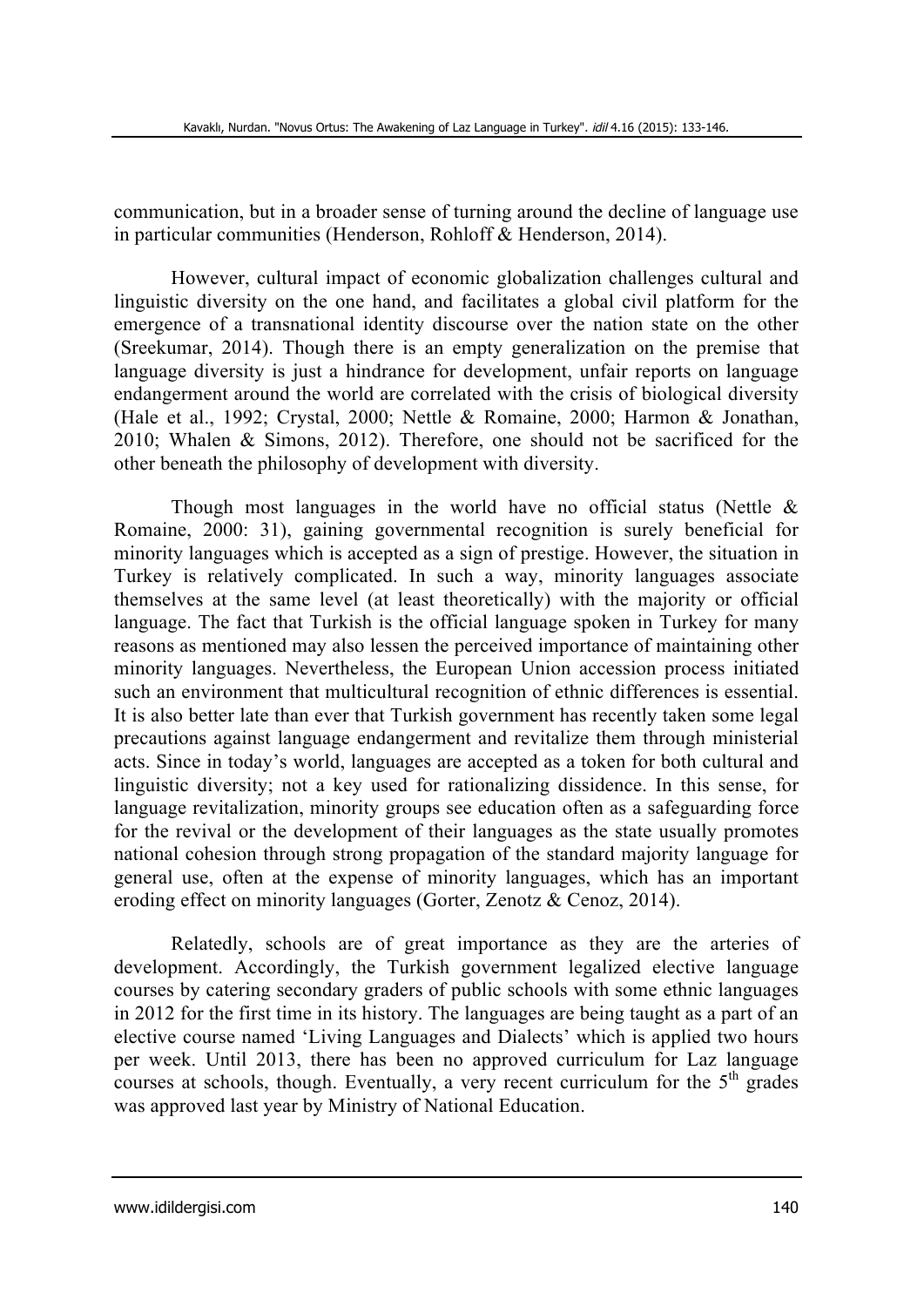communication, but in a broader sense of turning around the decline of language use in particular communities (Henderson, Rohloff & Henderson, 2014).

However, cultural impact of economic globalization challenges cultural and linguistic diversity on the one hand, and facilitates a global civil platform for the emergence of a transnational identity discourse over the nation state on the other (Sreekumar, 2014). Though there is an empty generalization on the premise that language diversity is just a hindrance for development, unfair reports on language endangerment around the world are correlated with the crisis of biological diversity (Hale et al., 1992; Crystal, 2000; Nettle & Romaine, 2000; Harmon & Jonathan, 2010; Whalen & Simons, 2012). Therefore, one should not be sacrificed for the other beneath the philosophy of development with diversity.

Though most languages in the world have no official status (Nettle & Romaine, 2000: 31), gaining governmental recognition is surely beneficial for minority languages which is accepted as a sign of prestige. However, the situation in Turkey is relatively complicated. In such a way, minority languages associate themselves at the same level (at least theoretically) with the majority or official language. The fact that Turkish is the official language spoken in Turkey for many reasons as mentioned may also lessen the perceived importance of maintaining other minority languages. Nevertheless, the European Union accession process initiated such an environment that multicultural recognition of ethnic differences is essential. It is also better late than ever that Turkish government has recently taken some legal precautions against language endangerment and revitalize them through ministerial acts. Since in today's world, languages are accepted as a token for both cultural and linguistic diversity; not a key used for rationalizing dissidence. In this sense, for language revitalization, minority groups see education often as a safeguarding force for the revival or the development of their languages as the state usually promotes national cohesion through strong propagation of the standard majority language for general use, often at the expense of minority languages, which has an important eroding effect on minority languages (Gorter, Zenotz & Cenoz, 2014).

Relatedly, schools are of great importance as they are the arteries of development. Accordingly, the Turkish government legalized elective language courses by catering secondary graders of public schools with some ethnic languages in 2012 for the first time in its history. The languages are being taught as a part of an elective course named 'Living Languages and Dialects' which is applied two hours per week. Until 2013, there has been no approved curriculum for Laz language courses at schools, though. Eventually, a very recent curriculum for the 5th grades was approved last year by Ministry of National Education.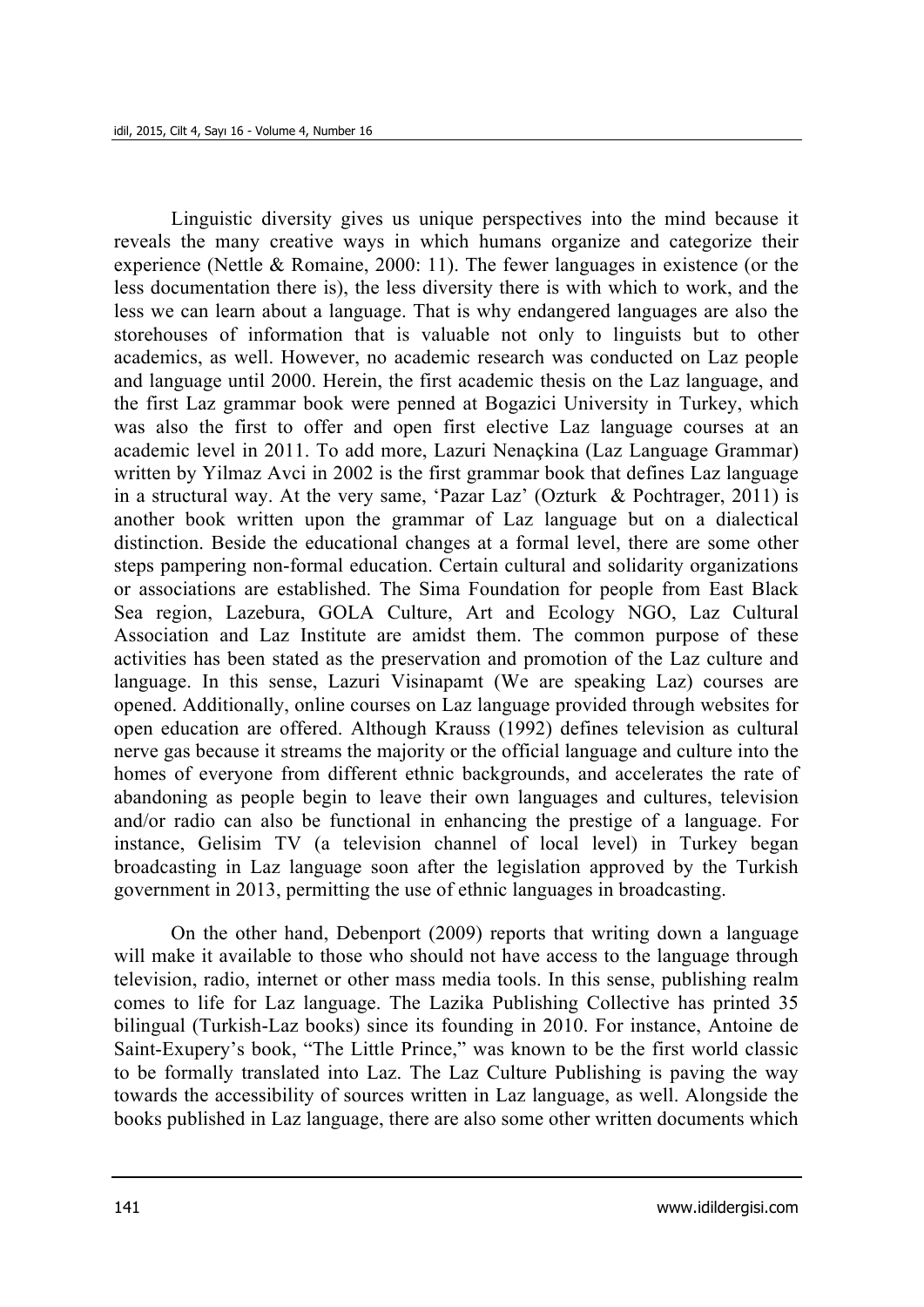Linguistic diversity gives us unique perspectives into the mind because it reveals the many creative ways in which humans organize and categorize their experience (Nettle & Romaine, 2000: 11). The fewer languages in existence (or the less documentation there is), the less diversity there is with which to work, and the less we can learn about a language. That is why endangered languages are also the storehouses of information that is valuable not only to linguists but to other academics, as well. However, no academic research was conducted on Laz people and language until 2000. Herein, the first academic thesis on the Laz language, and the first Laz grammar book were penned at Bogazici University in Turkey, which was also the first to offer and open first elective Laz language courses at an academic level in 2011. To add more, Lazuri Nenaçkina (Laz Language Grammar) written by Yilmaz Avci in 2002 is the first grammar book that defines Laz language in a structural way. At the very same, 'Pazar Laz' (Ozturk & Pochtrager, 2011) is another book written upon the grammar of Laz language but on a dialectical distinction. Beside the educational changes at a formal level, there are some other steps pampering non-formal education. Certain cultural and solidarity organizations or associations are established. The Sima Foundation for people from East Black Sea region, Lazebura, GOLA Culture, Art and Ecology NGO, Laz Cultural Association and Laz Institute are amidst them. The common purpose of these activities has been stated as the preservation and promotion of the Laz culture and language. In this sense, Lazuri Visinapamt (We are speaking Laz) courses are opened. Additionally, online courses on Laz language provided through websites for open education are offered. Although Krauss (1992) defines television as cultural nerve gas because it streams the majority or the official language and culture into the homes of everyone from different ethnic backgrounds, and accelerates the rate of abandoning as people begin to leave their own languages and cultures, television and/or radio can also be functional in enhancing the prestige of a language. For instance, Gelisim TV (a television channel of local level) in Turkey began broadcasting in Laz language soon after the legislation approved by the Turkish government in 2013, permitting the use of ethnic languages in broadcasting.

On the other hand, Debenport (2009) reports that writing down a language will make it available to those who should not have access to the language through television, radio, internet or other mass media tools. In this sense, publishing realm comes to life for Laz language. The Lazika Publishing Collective has printed 35 bilingual (Turkish-Laz books) since its founding in 2010. For instance, Antoine de Saint-Exupery's book, "The Little Prince," was known to be the first world classic to be formally translated into Laz. The Laz Culture Publishing is paving the way towards the accessibility of sources written in Laz language, as well. Alongside the books published in Laz language, there are also some other written documents which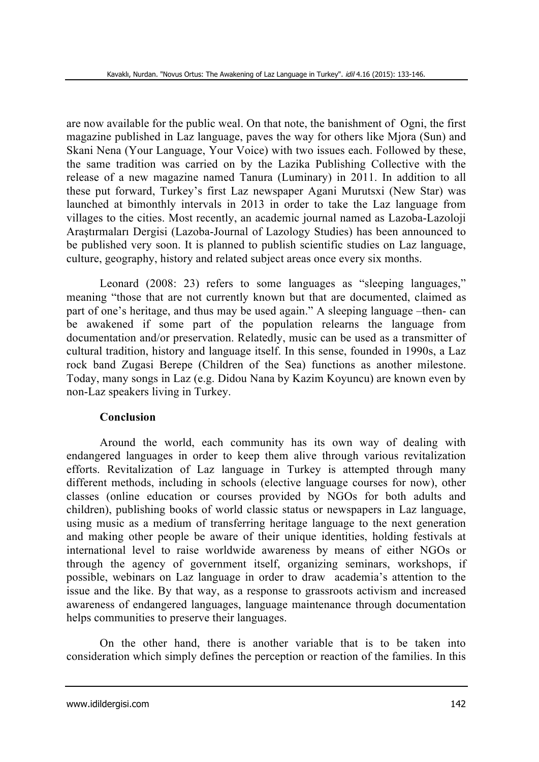are now available for the public weal. On that note, the banishment of Ogni, the first magazine published in Laz language, paves the way for others like Mjora (Sun) and Skani Nena (Your Language, Your Voice) with two issues each. Followed by these, the same tradition was carried on by the Lazika Publishing Collective with the release of a new magazine named Tanura (Luminary) in 2011. In addition to all these put forward, Turkey's first Laz newspaper Agani Murutsxi (New Star) was launched at bimonthly intervals in 2013 in order to take the Laz language from villages to the cities. Most recently, an academic journal named as Lazoba-Lazoloji Araştırmaları Dergisi (Lazoba-Journal of Lazology Studies) has been announced to be published very soon. It is planned to publish scientific studies on Laz language, culture, geography, history and related subject areas once every six months.

Leonard (2008: 23) refers to some languages as "sleeping languages," meaning "those that are not currently known but that are documented, claimed as part of one's heritage, and thus may be used again." A sleeping language –then- can be awakened if some part of the population relearns the language from documentation and/or preservation. Relatedly, music can be used as a transmitter of cultural tradition, history and language itself. In this sense, founded in 1990s, a Laz rock band Zugasi Berepe (Children of the Sea) functions as another milestone. Today, many songs in Laz (e.g. Didou Nana by Kazim Koyuncu) are known even by non-Laz speakers living in Turkey.

## Conclusion

Around the world, each community has its own way of dealing with endangered languages in order to keep them alive through various revitalization efforts. Revitalization of Laz language in Turkey is attempted through many different methods, including in schools (elective language courses for now), other classes (online education or courses provided by NGOs for both adults and children), publishing books of world classic status or newspapers in Laz language, using music as a medium of transferring heritage language to the next generation and making other people be aware of their unique identities, holding festivals at international level to raise worldwide awareness by means of either NGOs or through the agency of government itself, organizing seminars, workshops, if possible, webinars on Laz language in order to draw academia's attention to the issue and the like. By that way, as a response to grassroots activism and increased awareness of endangered languages, language maintenance through documentation helps communities to preserve their languages.

On the other hand, there is another variable that is to be taken into consideration which simply defines the perception or reaction of the families. In this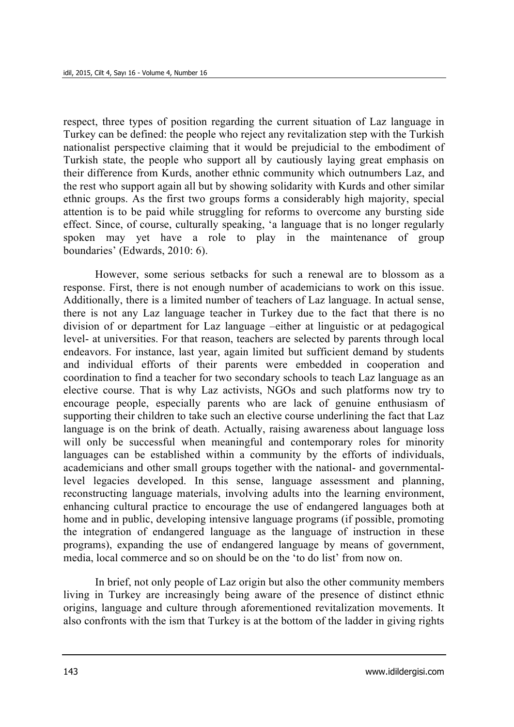respect, three types of position regarding the current situation of Laz language in Turkey can be defined: the people who reject any revitalization step with the Turkish nationalist perspective claiming that it would be prejudicial to the embodiment of Turkish state, the people who support all by cautiously laying great emphasis on their difference from Kurds, another ethnic community which outnumbers Laz, and the rest who support again all but by showing solidarity with Kurds and other similar ethnic groups. As the first two groups forms a considerably high majority, special attention is to be paid while struggling for reforms to overcome any bursting side effect. Since, of course, culturally speaking, 'a language that is no longer regularly spoken may yet have a role to play in the maintenance of group boundaries' (Edwards, 2010: 6).

However, some serious setbacks for such a renewal are to blossom as a response. First, there is not enough number of academicians to work on this issue. Additionally, there is a limited number of teachers of Laz language. In actual sense, there is not any Laz language teacher in Turkey due to the fact that there is no division of or department for Laz language –either at linguistic or at pedagogical level- at universities. For that reason, teachers are selected by parents through local endeavors. For instance, last year, again limited but sufficient demand by students and individual efforts of their parents were embedded in cooperation and coordination to find a teacher for two secondary schools to teach Laz language as an elective course. That is why Laz activists, NGOs and such platforms now try to encourage people, especially parents who are lack of genuine enthusiasm of supporting their children to take such an elective course underlining the fact that Laz language is on the brink of death. Actually, raising awareness about language loss will only be successful when meaningful and contemporary roles for minority languages can be established within a community by the efforts of individuals, academicians and other small groups together with the national- and governmental-level legacies developed. In this sense, language assessment and planning, reconstructing language materials, involving adults into the learning environment, enhancing cultural practice to encourage the use of endangered languages both at home and in public, developing intensive language programs (if possible, promoting the integration of endangered language as the language of instruction in these programs), expanding the use of endangered language by means of government, media, local commerce and so on should be on the 'to do list' from now on.

In brief, not only people of Laz origin but also the other community members living in Turkey are increasingly being aware of the presence of distinct ethnic origins, language and culture through aforementioned revitalization movements. It also confronts with the ism that Turkey is at the bottom of the ladder in giving rights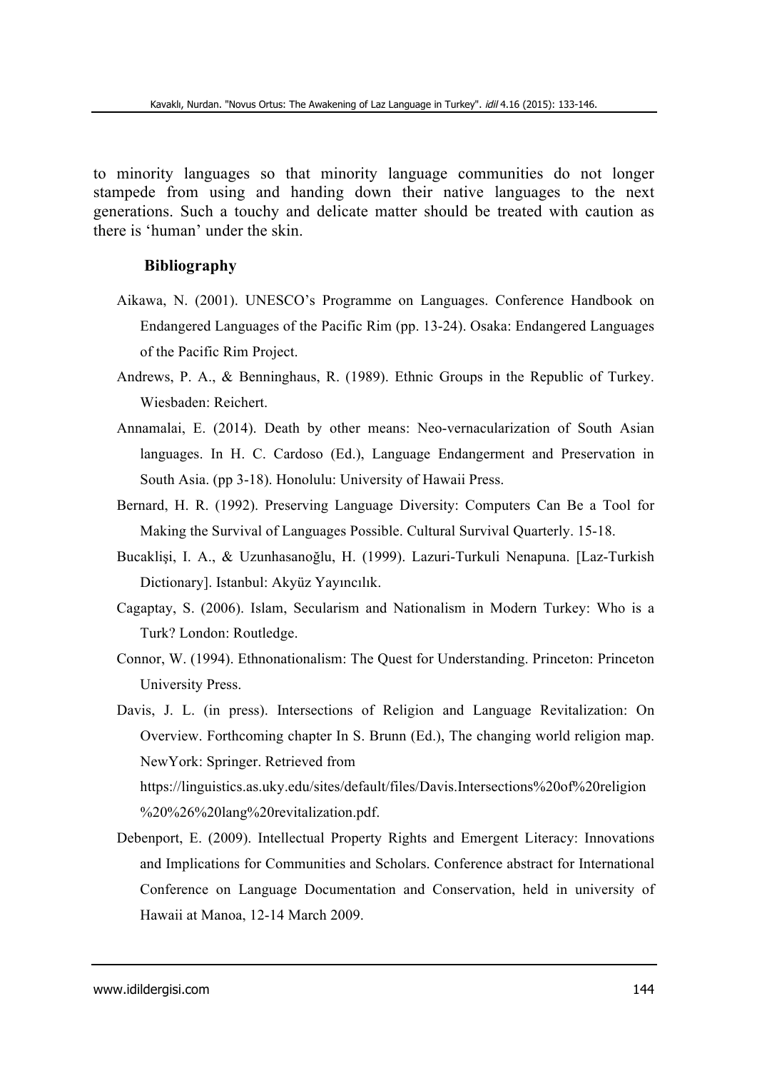to minority languages so that minority language communities do not longer stampede from using and handing down their native languages to the next generations. Such a touchy and delicate matter should be treated with caution as there is 'human' under the skin.

## Bibliography

Aikawa, N. (2001). UNESCO's Programme on Languages. Conference Handbook on Endangered Languages of the Pacific Rim (pp. 13-24). Osaka: Endangered Languages of the Pacific Rim Project.

Andrews, P. A., & Benninghaus, R. (1989). Ethnic Groups in the Republic of Turkey. Wiesbaden: Reichert.

Annamalai, E. (2014). Death by other means: Neo-vernacularization of South Asian languages. In H. C. Cardoso (Ed.), Language Endangerment and Preservation in South Asia. (pp 3-18). Honolulu: University of Hawaii Press.

Bernard, H. R. (1992). Preserving Language Diversity: Computers Can Be a Tool for Making the Survival of Languages Possible. Cultural Survival Quarterly. 15-18.

Bucaklişi, I. A., & Uzunhasanoğlu, H. (1999). Lazuri-Turkuli Nenapuna. [Laz-Turkish Dictionary]. Istanbul: Akyüz Yayıncılık.

Cagaptay, S. (2006). Islam, Secularism and Nationalism in Modern Turkey: Who is a Turk? London: Routledge.

Connor, W. (1994). Ethnonationalism: The Quest for Understanding. Princeton: Princeton University Press.

Davis, J. L. (in press). Intersections of Religion and Language Revitalization: On Overview. Forthcoming chapter In S. Brunn (Ed.), The changing world religion map. NewYork: Springer. Retrieved from https://linguistics.as.uky.edu/sites/default/files/Davis.Intersections%20of%20religion%20%26%20lang%20revitalization.pdf.

Debenport, E. (2009). Intellectual Property Rights and Emergent Literacy: Innovations and Implications for Communities and Scholars. Conference abstract for International Conference on Language Documentation and Conservation, held in university of Hawaii at Manoa, 12-14 March 2009.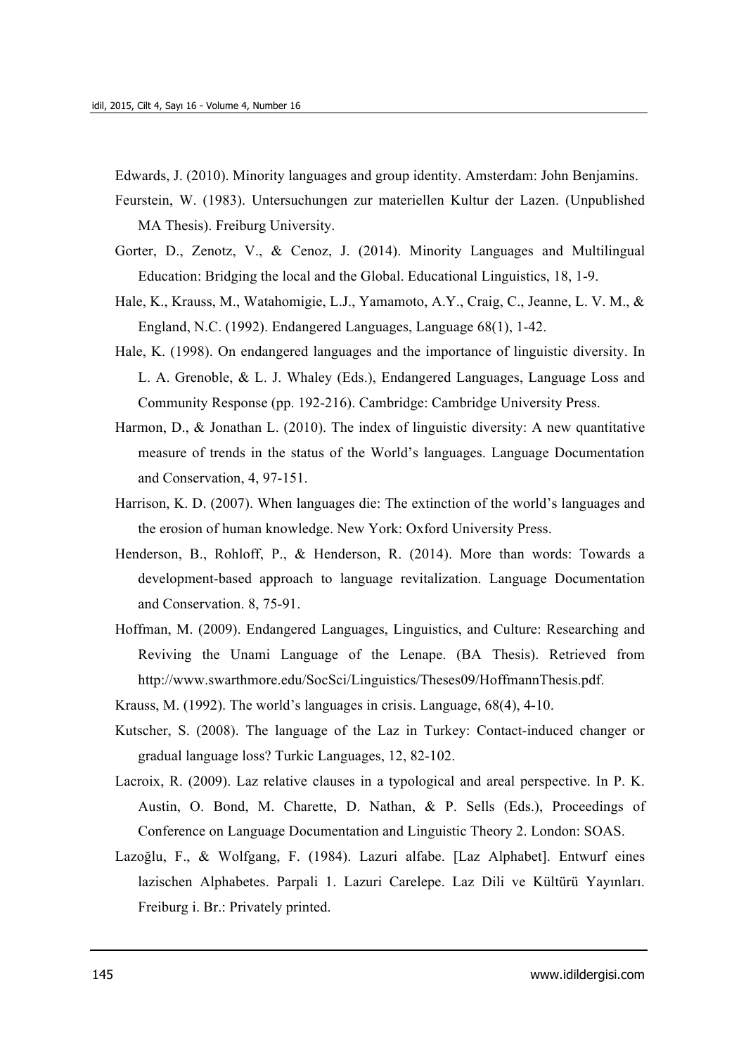Edwards, J. (2010). Minority languages and group identity. Amsterdam: John Benjamins.

Feurstein, W. (1983). Untersuchungen zur materiellen Kultur der Lazen. (Unpublished MA Thesis). Freiburg University.

Gorter, D., Zenotz, V., & Cenoz, J. (2014). Minority Languages and Multilingual Education: Bridging the local and the Global. Educational Linguistics, 18, 1-9.

Hale, K., Krauss, M., Watahomigie, L.J., Yamamoto, A.Y., Craig, C., Jeanne, L. V. M., & England, N.C. (1992). Endangered Languages, Language 68(1), 1-42.

Hale, K. (1998). On endangered languages and the importance of linguistic diversity. In L. A. Grenoble, & L. J. Whaley (Eds.), Endangered Languages, Language Loss and Community Response (pp. 192-216). Cambridge: Cambridge University Press.

Harmon, D., & Jonathan L. (2010). The index of linguistic diversity: A new quantitative measure of trends in the status of the World's languages. Language Documentation and Conservation, 4, 97-151.

Harrison, K. D. (2007). When languages die: The extinction of the world's languages and the erosion of human knowledge. New York: Oxford University Press.

Henderson, B., Rohloff, P., & Henderson, R. (2014). More than words: Towards a development-based approach to language revitalization. Language Documentation and Conservation. 8, 75-91.

Hoffman, M. (2009). Endangered Languages, Linguistics, and Culture: Researching and Reviving the Unami Language of the Lenape. (BA Thesis). Retrieved from http://www.swarthmore.edu/SocSci/Linguistics/Theses09/HoffmannThesis.pdf.

Krauss, M. (1992). The world's languages in crisis. Language, 68(4), 4-10.

Kutscher, S. (2008). The language of the Laz in Turkey: Contact-induced changer or gradual language loss? Turkic Languages, 12, 82-102.

Lacroix, R. (2009). Laz relative clauses in a typological and areal perspective. In P. K. Austin, O. Bond, M. Charette, D. Nathan, & P. Sells (Eds.), Proceedings of Conference on Language Documentation and Linguistic Theory 2. London: SOAS.

Lazoğlu, F., & Wolfgang, F. (1984). Lazuri alfabe. [Laz Alphabet]. Entwurf eines lazischen Alphabetes. Parpali 1. Lazuri Carelepe. Laz Dili ve Kültürü Yayınları. Freiburg i. Br.: Privately printed.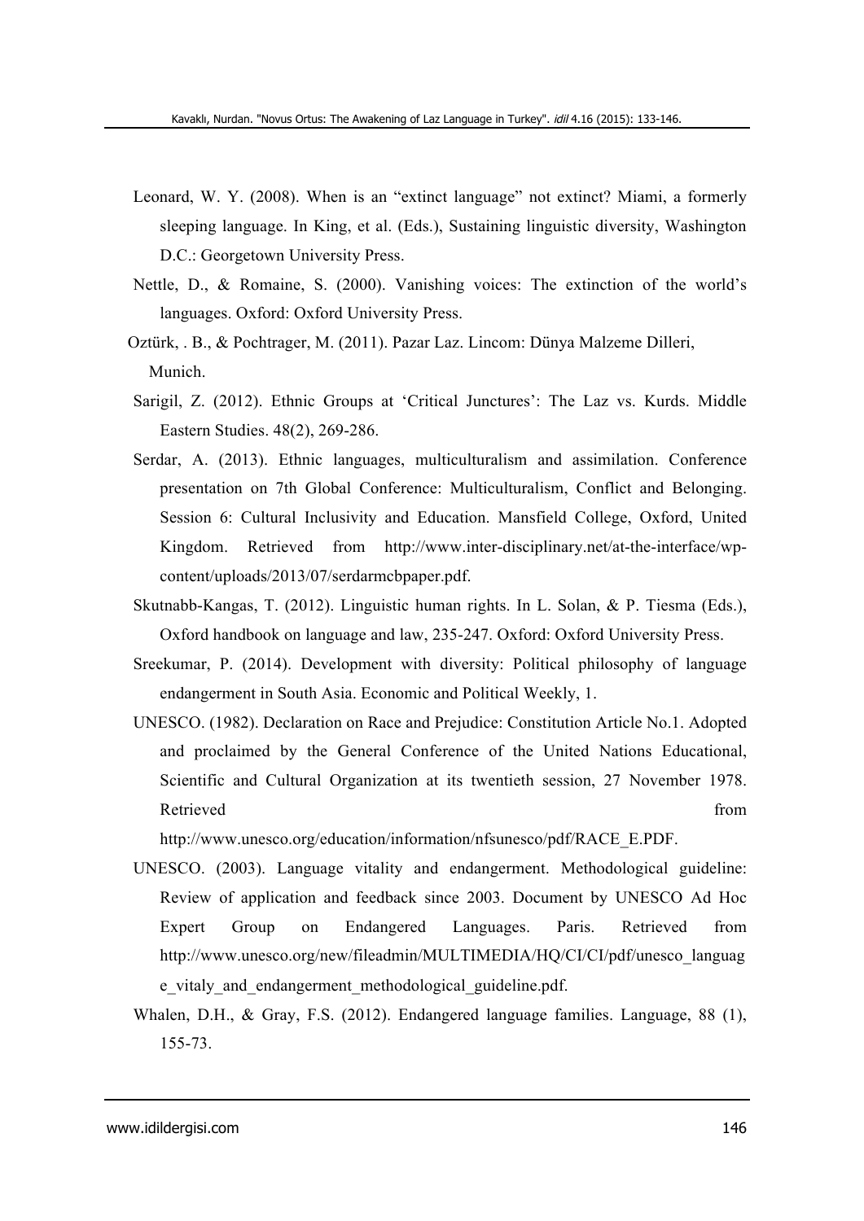Leonard, W. Y. (2008). When is an “extinct language” not extinct? Miami, a formerly sleeping language. In King, et al. (Eds.), Sustaining linguistic diversity, Washington D.C.: Georgetown University Press.

Nettle, D., & Romaine, S. (2000). Vanishing voices: The extinction of the world’s languages. Oxford: Oxford University Press.

Oztürk, . B., & Pochtrager, M. (2011). Pazar Laz. Lincom: Dünya Malzeme Dilleri, Munich.

Sarigil, Z. (2012). Ethnic Groups at ‘Critical Junctures’: The Laz vs. Kurds. Middle Eastern Studies. 48(2), 269-286.

Serdar, A. (2013). Ethnic languages, multiculturalism and assimilation. Conference presentation on 7th Global Conference: Multiculturalism, Conflict and Belonging. Session 6: Cultural Inclusivity and Education. Mansfield College, Oxford, United Kingdom. Retrieved from http://www.inter-disciplinary.net/at-the-interface/wp-content/uploads/2013/07/serdarmcbpaper.pdf.

Skutnabb-Kangas, T. (2012). Linguistic human rights. In L. Solan, & P. Tiesma (Eds.), Oxford handbook on language and law, 235-247. Oxford: Oxford University Press.

Sreekumar, P. (2014). Development with diversity: Political philosophy of language endangerment in South Asia. Economic and Political Weekly, 1.

UNESCO. (1982). Declaration on Race and Prejudice: Constitution Article No.1. Adopted and proclaimed by the General Conference of the United Nations Educational, Scientific and Cultural Organization at its twentieth session, 27 November 1978. Retrieved from http://www.unesco.org/education/information/nfsunesco/pdf/RACE_E.PDF.

UNESCO. (2003). Language vitality and endangerment. Methodological guideline: Review of application and feedback since 2003. Document by UNESCO Ad Hoc Expert Group on Endangered Languages. Paris. Retrieved from http://www.unesco.org/new/fileadmin/MULTIMEDIA/HQ/CI/CI/pdf/unesco_language_vitaly_and_endangerment_methodological_guideline.pdf.

Whalen, D.H., & Gray, F.S. (2012). Endangered language families. Language, 88 (1), 155-73.